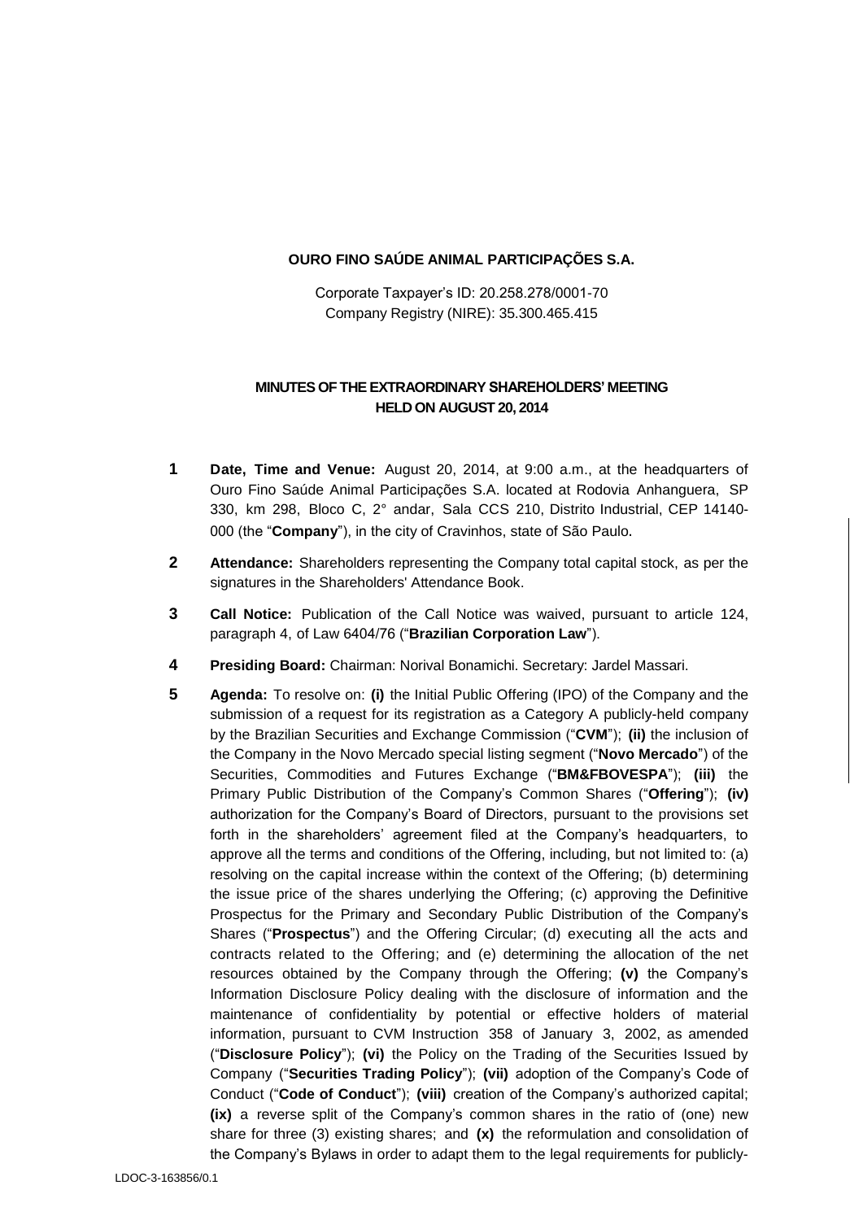**OURO FINO SAÚDE ANIMAL PARTICIPAÇÕES S.A.**

Corporate Taxpayer's ID: 20.258.278/0001-70
Company Registry (NIRE): 35.300.465.415

**MINUTES OF THE EXTRAORDINARY SHAREHOLDERS' MEETING HELD ON AUGUST 20, 2014**

1 **Date, Time and Venue:** August 20, 2014, at 9:00 a.m., at the headquarters of Ouro Fino Saúde Animal Participações S.A. located at Rodovia Anhanguera, SP 330, km 298, Bloco C, 2° andar, Sala CCS 210, Distrito Industrial, CEP 14140-000 (the "**Company**"), in the city of Cravinhos, state of São Paulo.

2 **Attendance:** Shareholders representing the Company total capital stock, as per the signatures in the Shareholders' Attendance Book.

3 **Call Notice:** Publication of the Call Notice was waived, pursuant to article 124, paragraph 4, of Law 6404/76 ("**Brazilian Corporation Law**").

4 **Presiding Board:** Chairman: Norival Bonamichi. Secretary: Jardel Massari.

5 **Agenda:** To resolve on: **(i)** the Initial Public Offering (IPO) of the Company and the submission of a request for its registration as a Category A publicly-held company by the Brazilian Securities and Exchange Commission ("**CVM**"); **(ii)** the inclusion of the Company in the Novo Mercado special listing segment ("**Novo Mercado**") of the Securities, Commodities and Futures Exchange ("**BM&FBOVESPA**"); **(iii)** the Primary Public Distribution of the Company's Common Shares ("**Offering**"); **(iv)** authorization for the Company's Board of Directors, pursuant to the provisions set forth in the shareholders' agreement filed at the Company's headquarters, to approve all the terms and conditions of the Offering, including, but not limited to: (a) resolving on the capital increase within the context of the Offering; (b) determining the issue price of the shares underlying the Offering; (c) approving the Definitive Prospectus for the Primary and Secondary Public Distribution of the Company's Shares ("**Prospectus**") and the Offering Circular; (d) executing all the acts and contracts related to the Offering; and (e) determining the allocation of the net resources obtained by the Company through the Offering; **(v)** the Company's Information Disclosure Policy dealing with the disclosure of information and the maintenance of confidentiality by potential or effective holders of material information, pursuant to CVM Instruction 358 of January 3, 2002, as amended ("**Disclosure Policy**"); **(vi)** the Policy on the Trading of the Securities Issued by Company ("**Securities Trading Policy**"); **(vii)** adoption of the Company's Code of Conduct ("**Code of Conduct**"); **(viii)** creation of the Company's authorized capital; **(ix)** a reverse split of the Company's common shares in the ratio of (one) new share for three (3) existing shares; and **(x)** the reformulation and consolidation of the Company's Bylaws in order to adapt them to the legal requirements for publicly-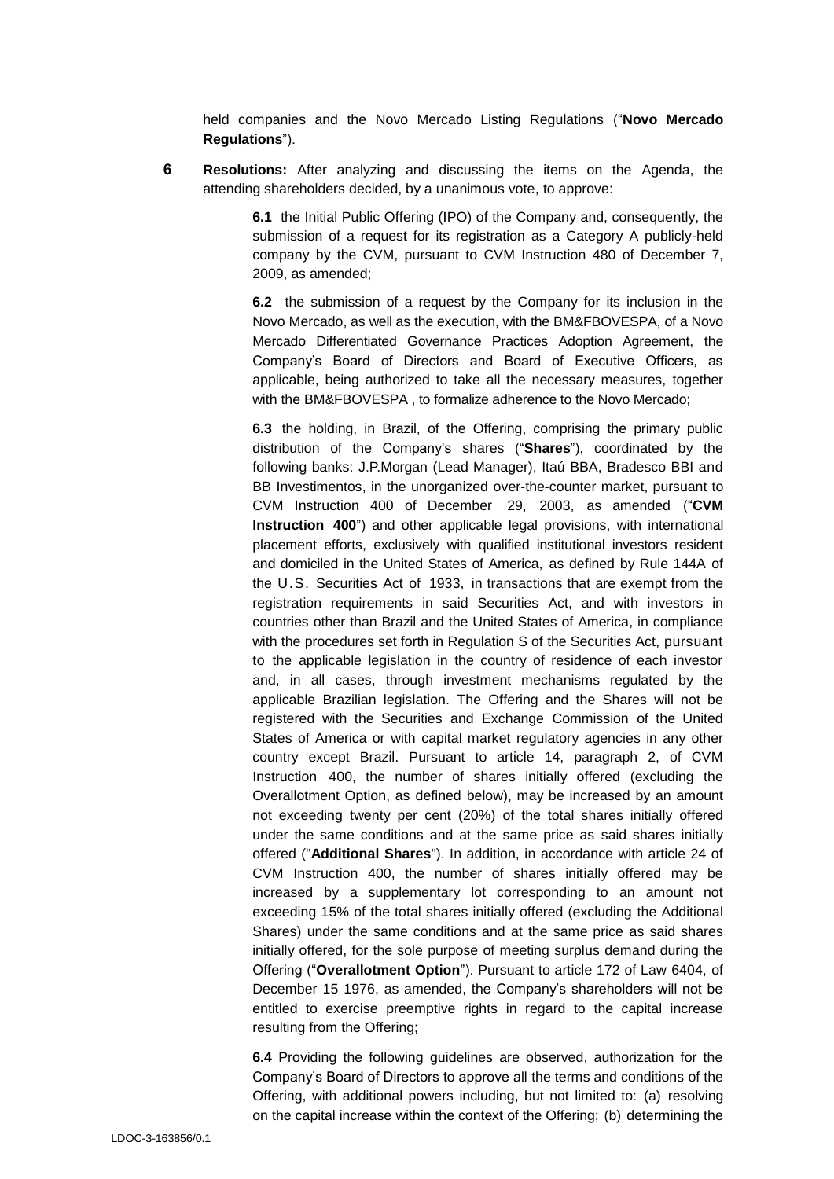held companies and the Novo Mercado Listing Regulations ("**Novo Mercado Regulations**").

**6** **Resolutions:** After analyzing and discussing the items on the Agenda, the attending shareholders decided, by a unanimous vote, to approve:

**6.1** the Initial Public Offering (IPO) of the Company and, consequently, the submission of a request for its registration as a Category A publicly-held company by the CVM, pursuant to CVM Instruction 480 of December 7, 2009, as amended;

**6.2** the submission of a request by the Company for its inclusion in the Novo Mercado, as well as the execution, with the BM&FBOVESPA, of a Novo Mercado Differentiated Governance Practices Adoption Agreement, the Company's Board of Directors and Board of Executive Officers, as applicable, being authorized to take all the necessary measures, together with the BM&FBOVESPA , to formalize adherence to the Novo Mercado;

**6.3** the holding, in Brazil, of the Offering, comprising the primary public distribution of the Company's shares ("**Shares**"), coordinated by the following banks: J.P.Morgan (Lead Manager), Itaú BBA, Bradesco BBI and BB Investimentos, in the unorganized over-the-counter market, pursuant to CVM Instruction 400 of December 29, 2003, as amended ("**CVM Instruction 400**") and other applicable legal provisions, with international placement efforts, exclusively with qualified institutional investors resident and domiciled in the United States of America, as defined by Rule 144A of the U.S. Securities Act of 1933, in transactions that are exempt from the registration requirements in said Securities Act, and with investors in countries other than Brazil and the United States of America, in compliance with the procedures set forth in Regulation S of the Securities Act, pursuant to the applicable legislation in the country of residence of each investor and, in all cases, through investment mechanisms regulated by the applicable Brazilian legislation. The Offering and the Shares will not be registered with the Securities and Exchange Commission of the United States of America or with capital market regulatory agencies in any other country except Brazil. Pursuant to article 14, paragraph 2, of CVM Instruction 400, the number of shares initially offered (excluding the Overallotment Option, as defined below), may be increased by an amount not exceeding twenty per cent (20%) of the total shares initially offered under the same conditions and at the same price as said shares initially offered ("**Additional Shares**"). In addition, in accordance with article 24 of CVM Instruction 400, the number of shares initially offered may be increased by a supplementary lot corresponding to an amount not exceeding 15% of the total shares initially offered (excluding the Additional Shares) under the same conditions and at the same price as said shares initially offered, for the sole purpose of meeting surplus demand during the Offering ("**Overallotment Option**"). Pursuant to article 172 of Law 6404, of December 15 1976, as amended, the Company's shareholders will not be entitled to exercise preemptive rights in regard to the capital increase resulting from the Offering;

**6.4** Providing the following guidelines are observed, authorization for the Company's Board of Directors to approve all the terms and conditions of the Offering, with additional powers including, but not limited to: (a) resolving on the capital increase within the context of the Offering; (b) determining the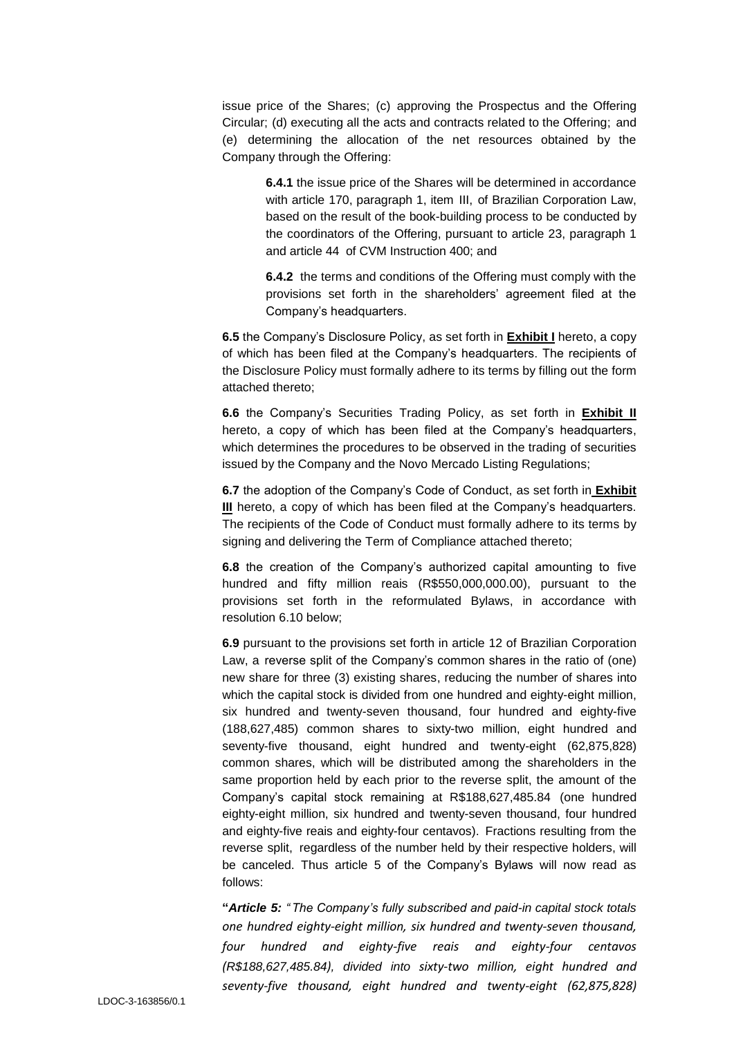issue price of the Shares; (c) approving the Prospectus and the Offering Circular; (d) executing all the acts and contracts related to the Offering; and (e) determining the allocation of the net resources obtained by the Company through the Offering:

> **6.4.1** the issue price of the Shares will be determined in accordance with article 170, paragraph 1, item III, of Brazilian Corporation Law, based on the result of the book-building process to be conducted by the coordinators of the Offering, pursuant to article 23, paragraph 1 and article 44 of CVM Instruction 400; and
>
> **6.4.2** the terms and conditions of the Offering must comply with the provisions set forth in the shareholders' agreement filed at the Company's headquarters.

**6.5** the Company's Disclosure Policy, as set forth in **Exhibit I** hereto, a copy of which has been filed at the Company's headquarters. The recipients of the Disclosure Policy must formally adhere to its terms by filling out the form attached thereto;

**6.6** the Company's Securities Trading Policy, as set forth in **Exhibit II** hereto, a copy of which has been filed at the Company's headquarters, which determines the procedures to be observed in the trading of securities issued by the Company and the Novo Mercado Listing Regulations;

**6.7** the adoption of the Company's Code of Conduct, as set forth in **Exhibit III** hereto, a copy of which has been filed at the Company's headquarters. The recipients of the Code of Conduct must formally adhere to its terms by signing and delivering the Term of Compliance attached thereto;

**6.8** the creation of the Company's authorized capital amounting to five hundred and fifty million reais (R$550,000,000.00), pursuant to the provisions set forth in the reformulated Bylaws, in accordance with resolution 6.10 below;

**6.9** pursuant to the provisions set forth in article 12 of Brazilian Corporation Law, a reverse split of the Company's common shares in the ratio of (one) new share for three (3) existing shares, reducing the number of shares into which the capital stock is divided from one hundred and eighty-eight million, six hundred and twenty-seven thousand, four hundred and eighty-five (188,627,485) common shares to sixty-two million, eight hundred and seventy-five thousand, eight hundred and twenty-eight (62,875,828) common shares, which will be distributed among the shareholders in the same proportion held by each prior to the reverse split, the amount of the Company's capital stock remaining at R$188,627,485.84 (one hundred eighty-eight million, six hundred and twenty-seven thousand, four hundred and eighty-five reais and eighty-four centavos). Fractions resulting from the reverse split, regardless of the number held by their respective holders, will be canceled. Thus article 5 of the Company's Bylaws will now read as follows:

**"*Article 5:*** *"The Company's fully subscribed and paid-in capital stock totals one hundred eighty-eight million, six hundred and twenty-seven thousand, four hundred and eighty-five reais and eighty-four centavos (R$188,627,485.84), divided into sixty-two million, eight hundred and seventy-five thousand, eight hundred and twenty-eight (62,875,828)*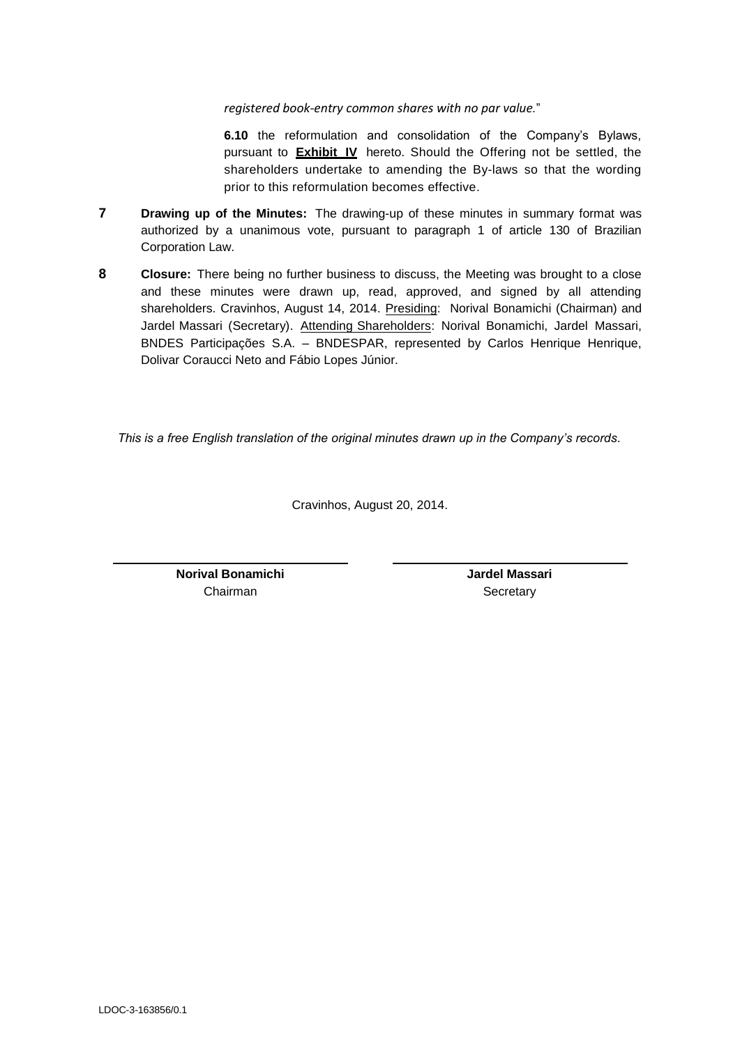*registered book-entry common shares with no par value.*"

**6.10** the reformulation and consolidation of the Company's Bylaws, pursuant to **Exhibit IV** hereto. Should the Offering not be settled, the shareholders undertake to amending the By-laws so that the wording prior to this reformulation becomes effective.

**7** **Drawing up of the Minutes:** The drawing-up of these minutes in summary format was authorized by a unanimous vote, pursuant to paragraph 1 of article 130 of Brazilian Corporation Law.

**8** **Closure:** There being no further business to discuss, the Meeting was brought to a close and these minutes were drawn up, read, approved, and signed by all attending shareholders. Cravinhos, August 14, 2014. Presiding: Norival Bonamichi (Chairman) and Jardel Massari (Secretary). Attending Shareholders: Norival Bonamichi, Jardel Massari, BNDES Participações S.A. – BNDESPAR, represented by Carlos Henrique Henrique, Dolivar Coraucci Neto and Fábio Lopes Júnior.

*This is a free English translation of the original minutes drawn up in the Company's records.*

Cravinhos, August 20, 2014.

| ______________________________ | ______________________________ |
|---|---|
| **Norival Bonamichi** | **Jardel Massari** |
| Chairman | Secretary |

LDOC-3-163856/0.1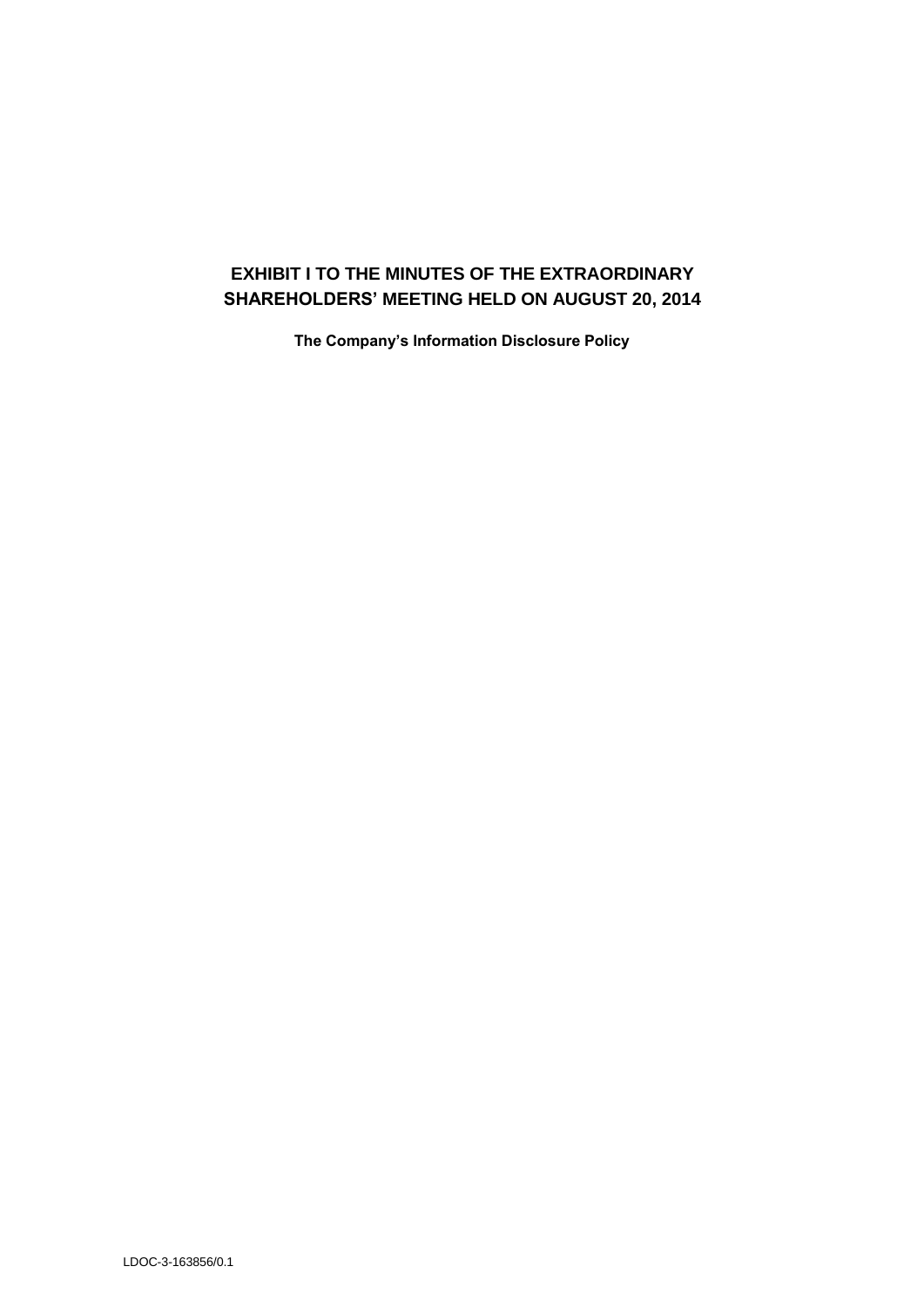# EXHIBIT I TO THE MINUTES OF THE EXTRAORDINARY SHAREHOLDERS' MEETING HELD ON AUGUST 20, 2014

**The Company's Information Disclosure Policy**

LDOC-3-163856/0.1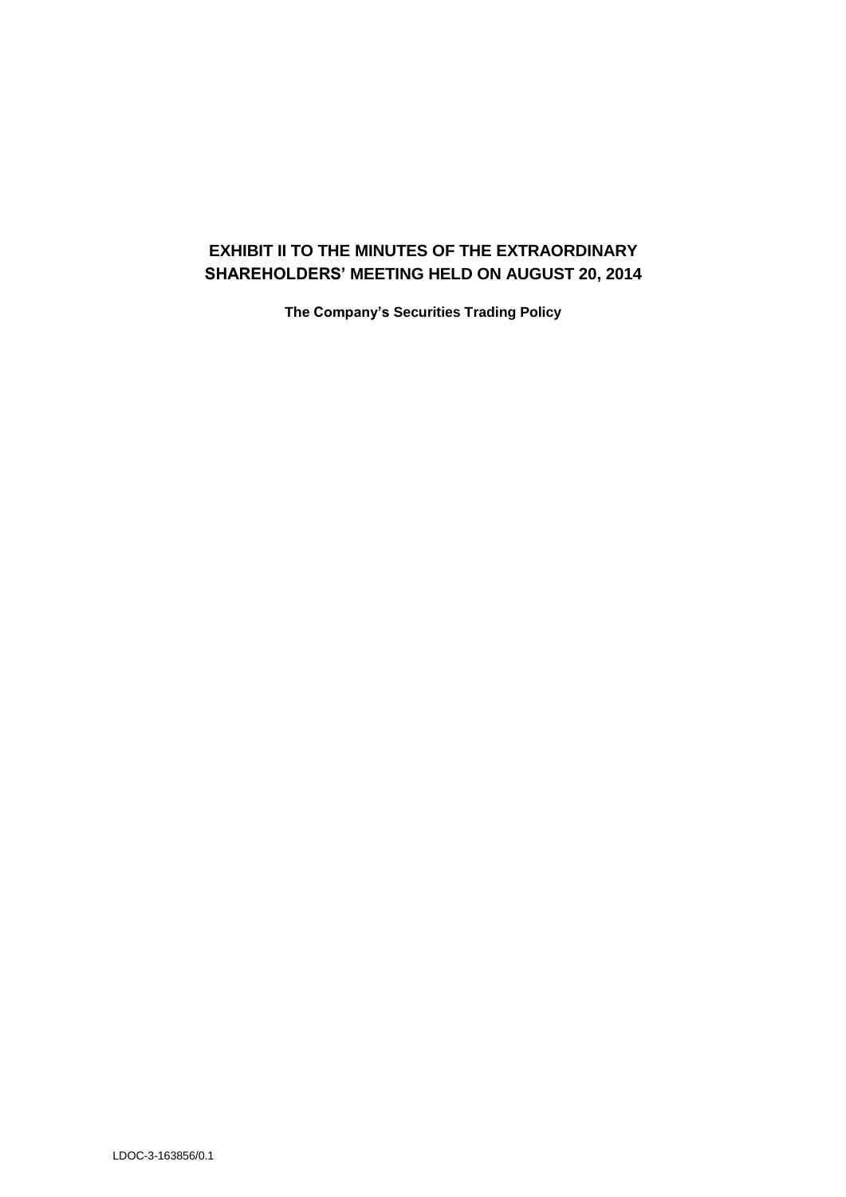# EXHIBIT II TO THE MINUTES OF THE EXTRAORDINARY SHAREHOLDERS' MEETING HELD ON AUGUST 20, 2014

**The Company's Securities Trading Policy**

LDOC-3-163856/0.1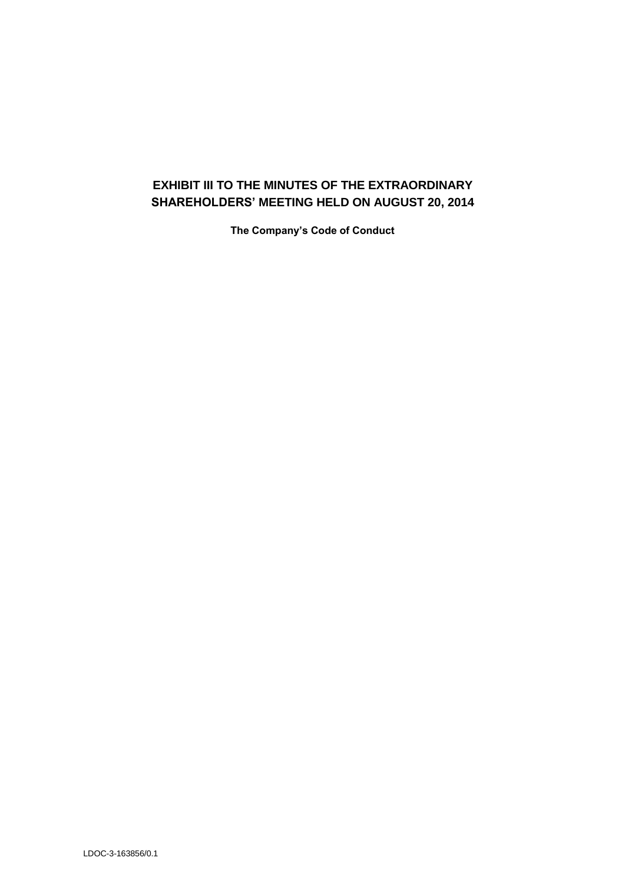# EXHIBIT III TO THE MINUTES OF THE EXTRAORDINARY SHAREHOLDERS' MEETING HELD ON AUGUST 20, 2014

**The Company's Code of Conduct**

LDOC-3-163856/0.1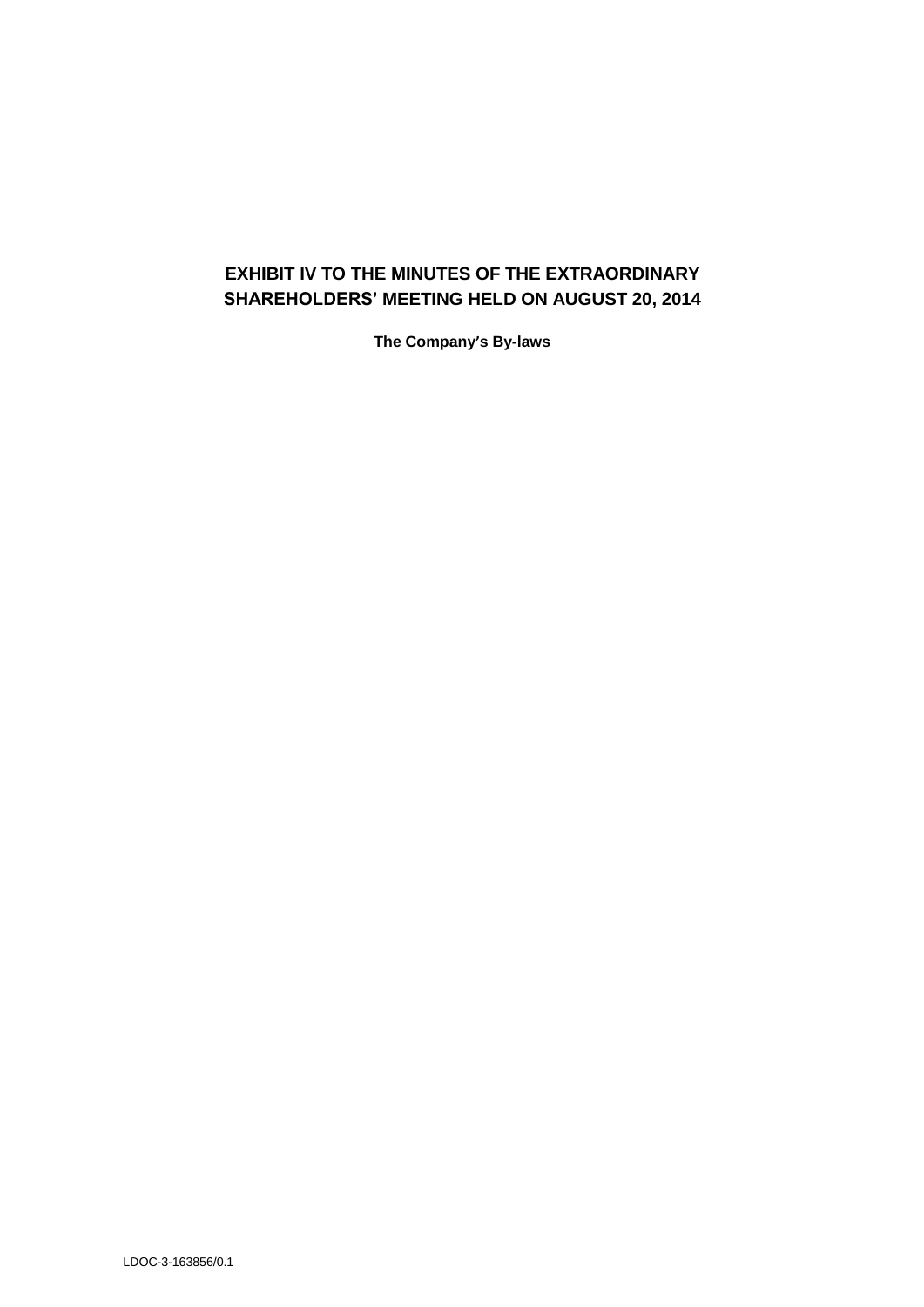# EXHIBIT IV TO THE MINUTES OF THE EXTRAORDINARY SHAREHOLDERS' MEETING HELD ON AUGUST 20, 2014

**The Company's By-laws**

LDOC-3-163856/0.1